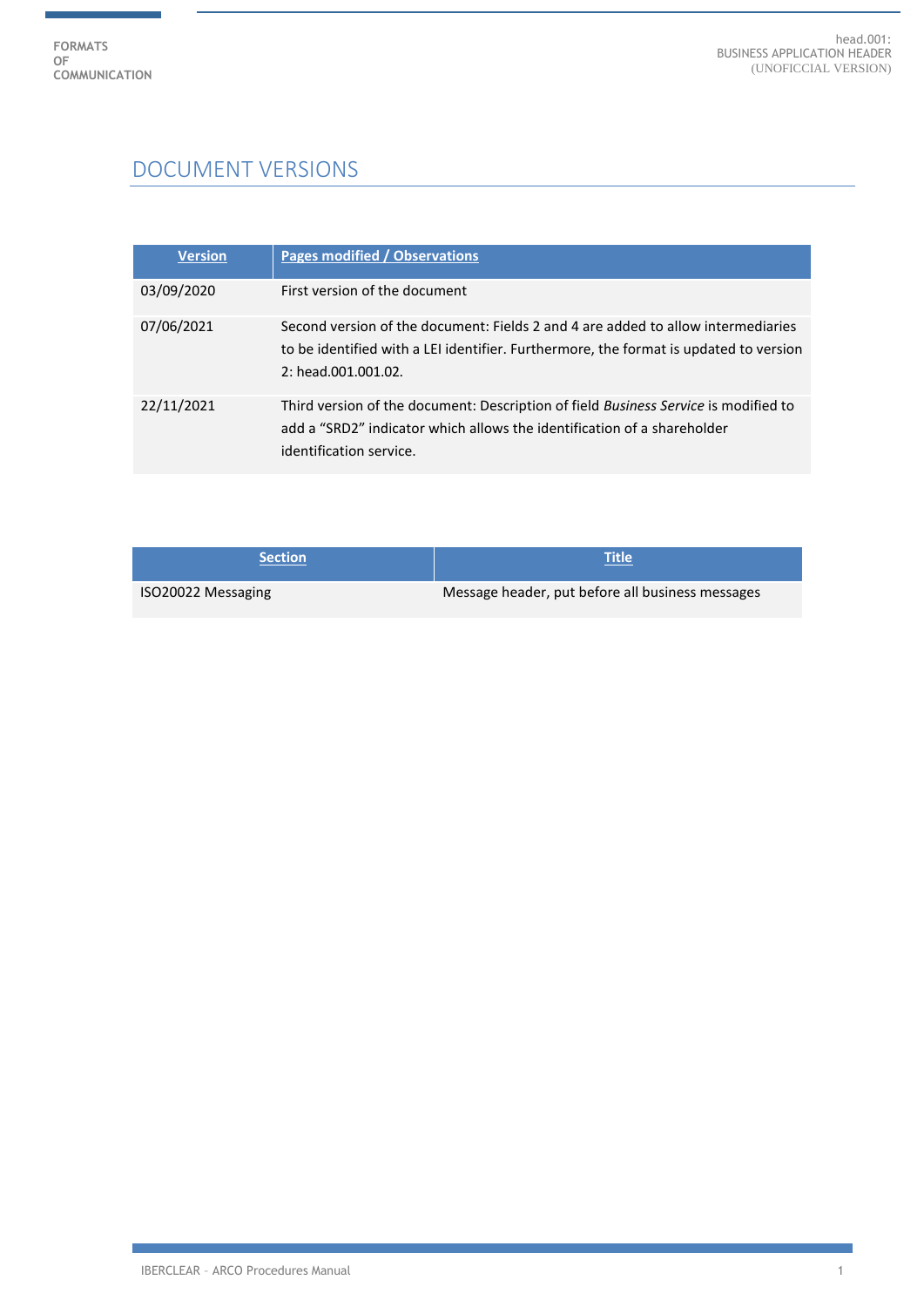# DOCUMENT VERSIONS

| Version | Pages modified / Observations |
|---|---|
| 03/09/2020 | First version of the document |
| 07/06/2021 | Second version of the document: Fields 2 and 4 are added to allow intermediaries to be identified with a LEI identifier. Furthermore, the format is updated to version 2: head.001.001.02. |
| 22/11/2021 | Third version of the document: Description of field *Business Service* is modified to add a “SRD2” indicator which allows the identification of a shareholder identification service. |

| Section | Title |
|---|---|
| ISO20022 Messaging | Message header, put before all business messages |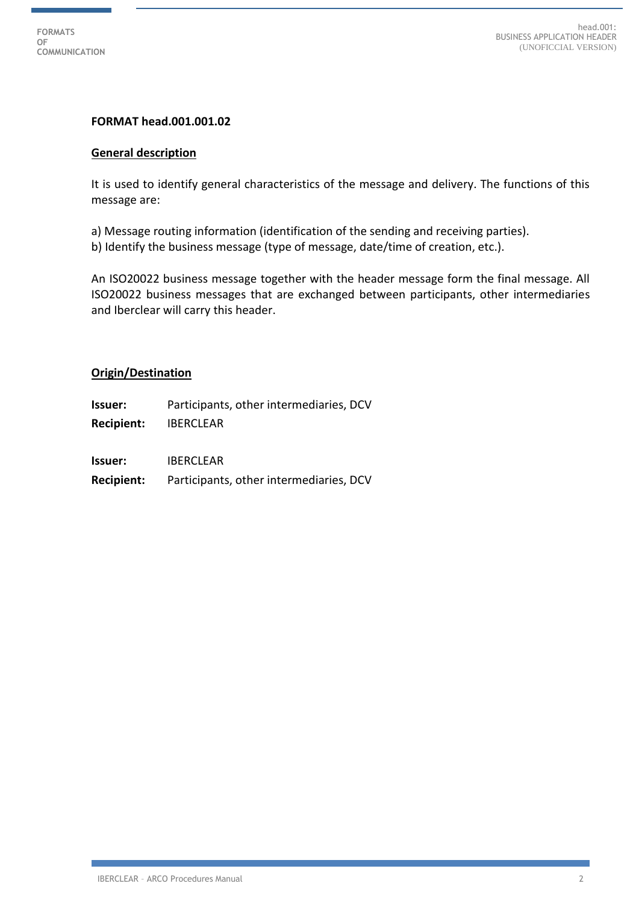**FORMAT head.001.001.02**

**General description**

It is used to identify general characteristics of the message and delivery. The functions of this message are:

a) Message routing information (identification of the sending and receiving parties).
b) Identify the business message (type of message, date/time of creation, etc.).

An ISO20022 business message together with the header message form the final message. All ISO20022 business messages that are exchanged between participants, other intermediaries and Iberclear will carry this header.

**Origin/Destination**

**Issuer:** Participants, other intermediaries, DCV
**Recipient:** IBERCLEAR

**Issuer:** IBERCLEAR
**Recipient:** Participants, other intermediaries, DCV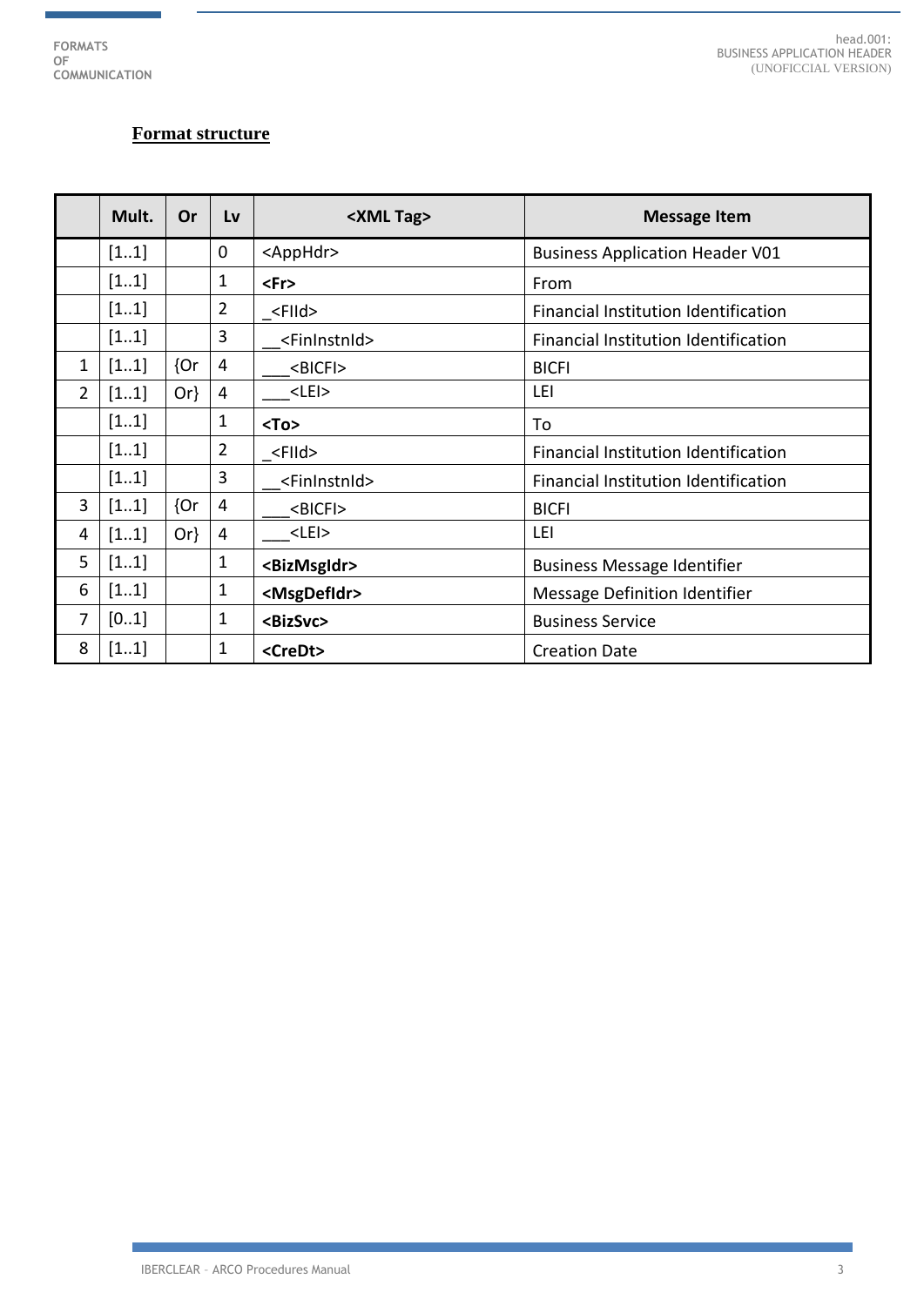**Format structure**

| | Mult. | Or | Lv | <XML Tag> | Message Item |
|---|---|---|---|---|---|
| | [1..1] | | 0 | <AppHdr> | Business Application Header V01 |
| | [1..1] | | 1 | **<Fr>** | From |
| | [1..1] | | 2 | _<FIId> | Financial Institution Identification |
| | [1..1] | | 3 | __<FinInstnId> | Financial Institution Identification |
| 1 | [1..1] | {Or | 4 | ___<BICFI> | BICFI |
| 2 | [1..1] | Or} | 4 | ___<LEI> | LEI |
| | [1..1] | | 1 | **<To>** | To |
| | [1..1] | | 2 | _<FIId> | Financial Institution Identification |
| | [1..1] | | 3 | __<FinInstnId> | Financial Institution Identification |
| 3 | [1..1] | {Or | 4 | ___<BICFI> | BICFI |
| 4 | [1..1] | Or} | 4 | ___<LEI> | LEI |
| 5 | [1..1] | | 1 | **<BizMsgIdr>** | Business Message Identifier |
| 6 | [1..1] | | 1 | **<MsgDefIdr>** | Message Definition Identifier |
| 7 | [0..1] | | 1 | **<BizSvc>** | Business Service |
| 8 | [1..1] | | 1 | **<CreDt>** | Creation Date |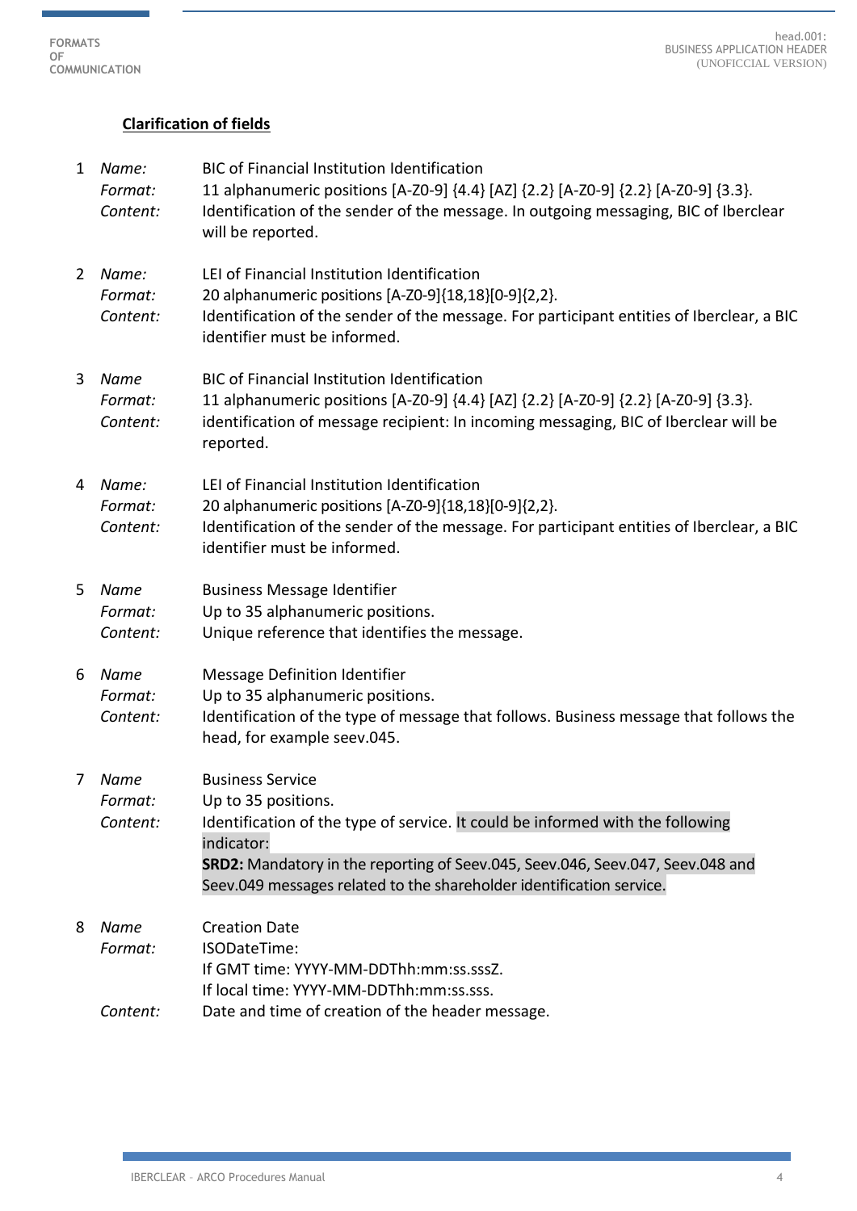**Clarification of fields**

1 *Name:* BIC of Financial Institution Identification
*Format:* 11 alphanumeric positions [A-Z0-9] {4.4} [AZ] {2.2} [A-Z0-9] {2.2} [A-Z0-9] {3.3}.
*Content:* Identification of the sender of the message. In outgoing messaging, BIC of Iberclear will be reported.

2 *Name:* LEI of Financial Institution Identification
*Format:* 20 alphanumeric positions [A-Z0-9]{18,18}[0-9]{2,2}.
*Content:* Identification of the sender of the message. For participant entities of Iberclear, a BIC identifier must be informed.

3 *Name* BIC of Financial Institution Identification
*Format:* 11 alphanumeric positions [A-Z0-9] {4.4} [AZ] {2.2} [A-Z0-9] {2.2} [A-Z0-9] {3.3}.
*Content:* identification of message recipient: In incoming messaging, BIC of Iberclear will be reported.

4 *Name:* LEI of Financial Institution Identification
*Format:* 20 alphanumeric positions [A-Z0-9]{18,18}[0-9]{2,2}.
*Content:* Identification of the sender of the message. For participant entities of Iberclear, a BIC identifier must be informed.

5 *Name* Business Message Identifier
*Format:* Up to 35 alphanumeric positions.
*Content:* Unique reference that identifies the message.

6 *Name* Message Definition Identifier
*Format:* Up to 35 alphanumeric positions.
*Content:* Identification of the type of message that follows. Business message that follows the head, for example seev.045.

7 *Name* Business Service
*Format:* Up to 35 positions.
*Content:* Identification of the type of service. It could be informed with the following indicator:
**SRD2:** Mandatory in the reporting of Seev.045, Seev.046, Seev.047, Seev.048 and Seev.049 messages related to the shareholder identification service.

8 *Name* Creation Date
*Format:* ISODateTime:
If GMT time: YYYY-MM-DDThh:mm:ss.sssZ.
If local time: YYYY-MM-DDThh:mm:ss.sss.
*Content:* Date and time of creation of the header message.